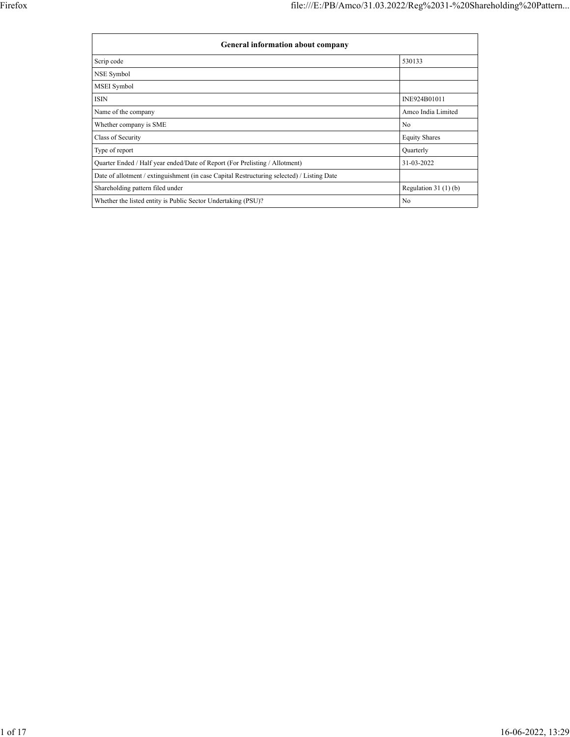| General information about company | |
|---|---|
| Scrip code | 530133 |
| NSE Symbol | |
| MSEI Symbol | |
| ISIN | INE924B01011 |
| Name of the company | Amco India Limited |
| Whether company is SME | No |
| Class of Security | Equity Shares |
| Type of report | Quarterly |
| Quarter Ended / Half year ended/Date of Report (For Prelisting / Allotment) | 31-03-2022 |
| Date of allotment / extinguishment (in case Capital Restructuring selected) / Listing Date | |
| Shareholding pattern filed under | Regulation 31 (1) (b) |
| Whether the listed entity is Public Sector Undertaking (PSU)? | No |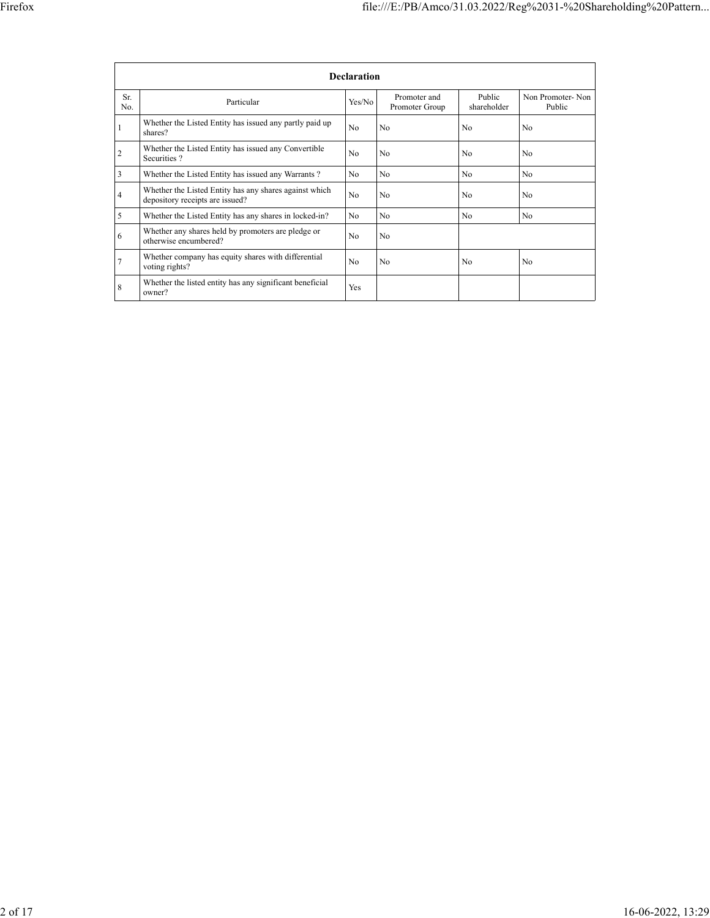| Declaration | | | | | |
|---|---|---|---|---|---|
| Sr. No. | Particular | Yes/No | Promoter and Promoter Group | Public shareholder | Non Promoter- Non Public |
| 1 | Whether the Listed Entity has issued any partly paid up shares? | No | No | No | No |
| 2 | Whether the Listed Entity has issued any Convertible Securities ? | No | No | No | No |
| 3 | Whether the Listed Entity has issued any Warrants ? | No | No | No | No |
| 4 | Whether the Listed Entity has any shares against which depository receipts are issued? | No | No | No | No |
| 5 | Whether the Listed Entity has any shares in locked-in? | No | No | No | No |
| 6 | Whether any shares held by promoters are pledge or otherwise encumbered? | No | No | | |
| 7 | Whether company has equity shares with differential voting rights? | No | No | No | No |
| 8 | Whether the listed entity has any significant beneficial owner? | Yes | | | |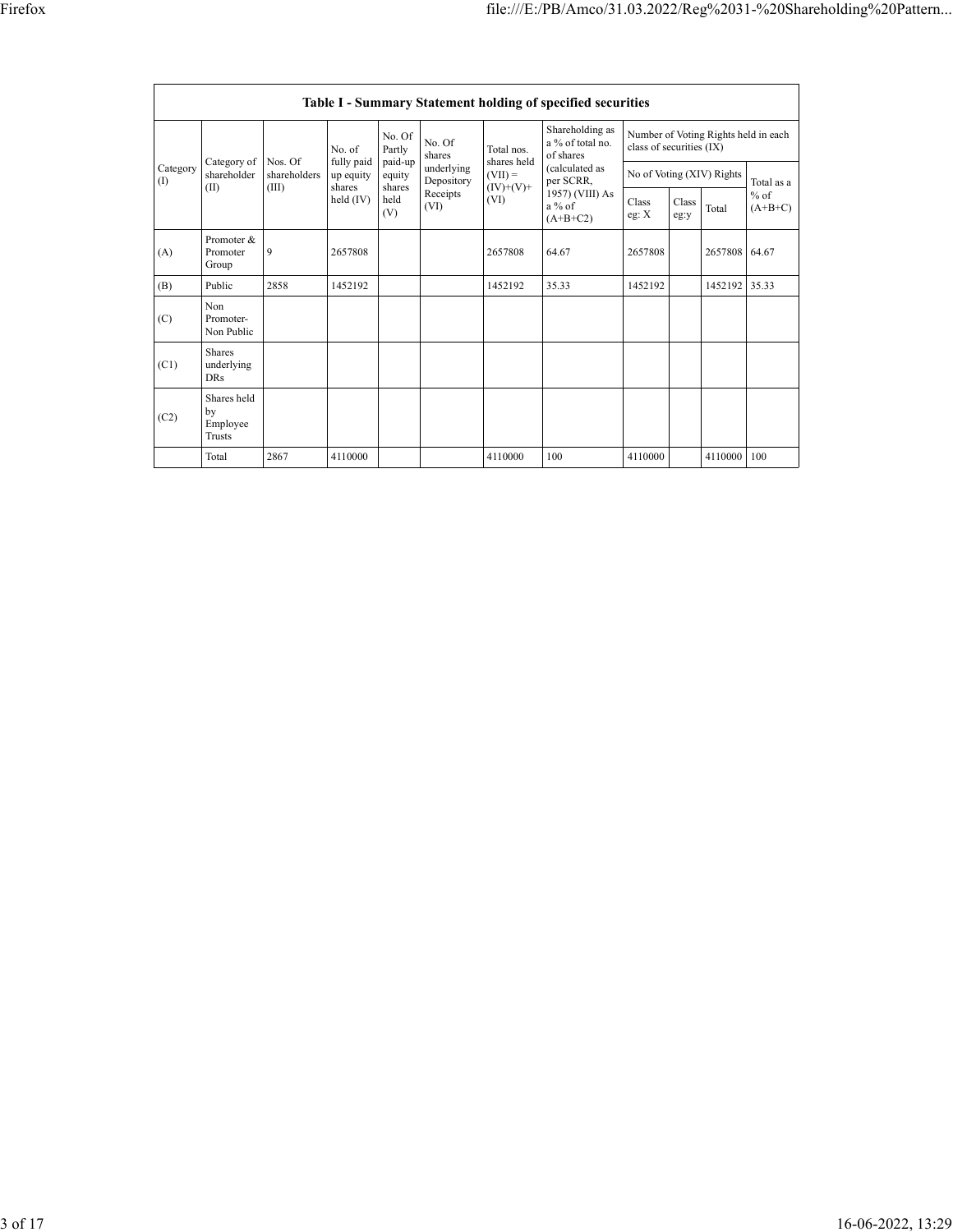| Table I - Summary Statement holding of specified securities | | | | | | | | | | | | |
|---|---|---|---|---|---|---|---|---|---|---|---|---|
| Category (I) | Category of shareholder (II) | Nos. Of shareholders (III) | No. of fully paid up equity shares held (IV) | No. Of Partly paid-up equity shares held (V) | No. Of shares underlying Depository Receipts (VI) | Total nos. shares held (VII) = (IV)+(V)+ (VI) | Shareholding as a % of total no. of shares (calculated as per SCRR, 1957) (VIII) As a % of (A+B+C2) | Number of Voting Rights held in each class of securities (IX) | | | |
| | | | | | | | | No of Voting (XIV) Rights | | | Total as a % of (A+B+C) |
| | | | | | | | | Class eg: X | Class eg:y | Total | |
| (A) | Promoter & Promoter Group | 9 | 2657808 | | | 2657808 | 64.67 | 2657808 | | 2657808 | 64.67 |
| (B) | Public | 2858 | 1452192 | | | 1452192 | 35.33 | 1452192 | | 1452192 | 35.33 |
| (C) | Non Promoter- Non Public | | | | | | | | | | |
| (C1) | Shares underlying DRs | | | | | | | | | | |
| (C2) | Shares held by Employee Trusts | | | | | | | | | | |
| | Total | 2867 | 4110000 | | | 4110000 | 100 | 4110000 | | 4110000 | 100 |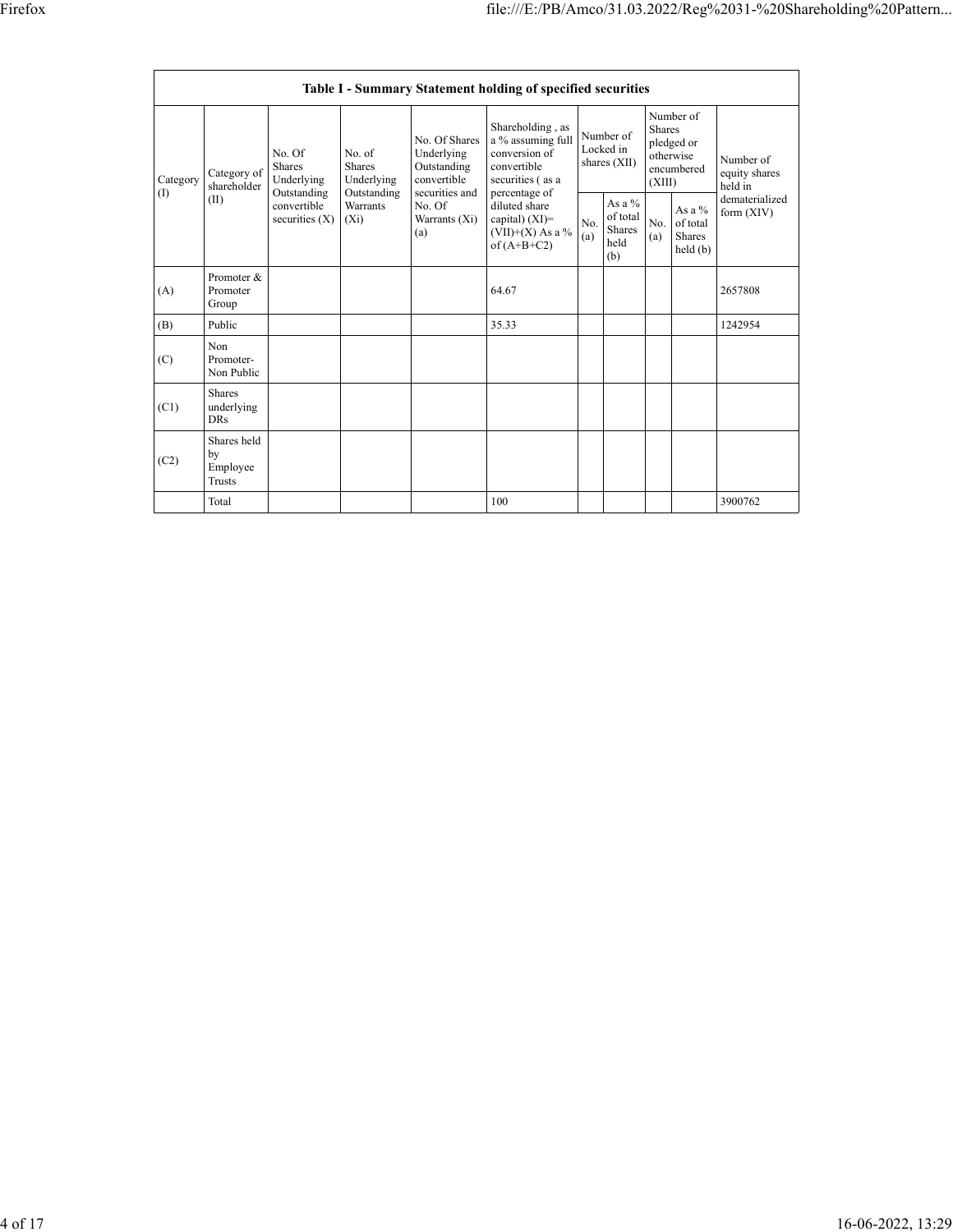| Table I - Summary Statement holding of specified securities | | | | | | | | | | | |
|---|---|---|---|---|---|---|---|---|---|---|---|
| Category (I) | Category of shareholder (II) | No. Of Shares Underlying Outstanding convertible securities (X) | No. of Shares Underlying Outstanding Warrants (Xi) | No. Of Shares Underlying Outstanding convertible securities and No. Of Warrants (Xi) (a) | Shareholding , as a % assuming full conversion of convertible securities ( as a percentage of diluted share capital) (XI)= (VII)+(X) As a % of (A+B+C2) | Number of Locked in shares (XII) | | Number of Shares pledged or otherwise encumbered (XIII) | | Number of equity shares held in dematerialized form (XIV) |
| | | | | | | No. (a) | As a % of total Shares held (b) | No. (a) | As a % of total Shares held (b) | |
| (A) | Promoter & Promoter Group | | | | 64.67 | | | | | 2657808 |
| (B) | Public | | | | 35.33 | | | | | 1242954 |
| (C) | Non Promoter- Non Public | | | | | | | | | |
| (C1) | Shares underlying DRs | | | | | | | | | |
| (C2) | Shares held by Employee Trusts | | | | | | | | | |
| | Total | | | | 100 | | | | | 3900762 |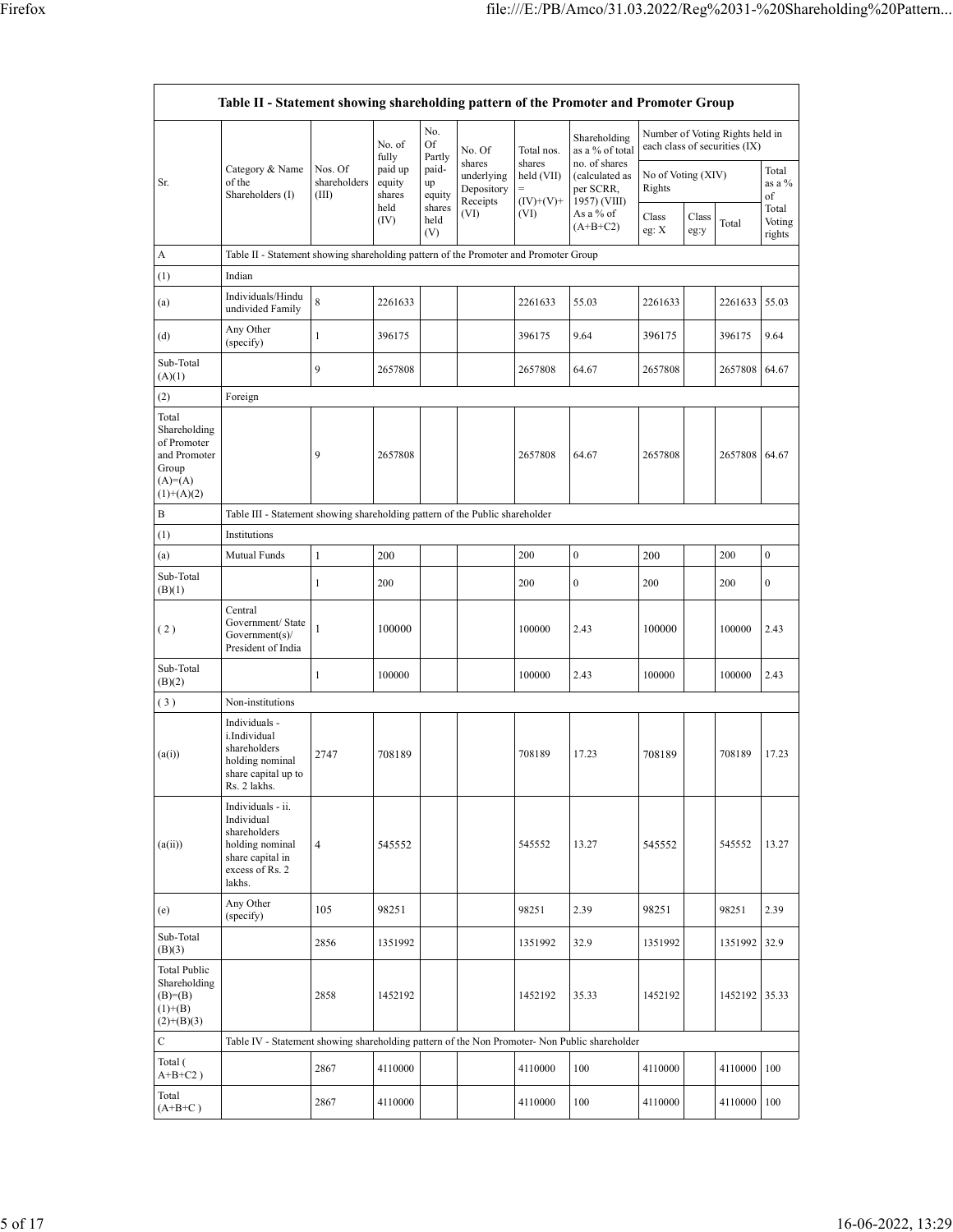| Table II - Statement showing shareholding pattern of the Promoter and Promoter Group | | | | | | | | | | | | |
|---|---|---|---|---|---|---|---|---|---|---|---|---|
| Sr. | Category & Name of the Shareholders (I) | Nos. Of shareholders (III) | No. of fully paid up equity shares held (IV) | No. Of Partly paid-up equity shares held (V) | No. Of shares underlying Depository Receipts (VI) | Total nos. shares held (VII) = (IV)+(V)+ (VI) | Shareholding as a % of total no. of shares (calculated as per SCRR, 1957) (VIII) As a % of (A+B+C2) | Number of Voting Rights held in each class of securities (IX) | | | |
| | | | | | | | | No of Voting (XIV) Rights | | | Total as a % of Total Voting rights |
| | | | | | | | | Class eg: X | Class eg:y | Total | |
| A | Table II - Statement showing shareholding pattern of the Promoter and Promoter Group | | | | | | | | | | |
| (1) | Indian | | | | | | | | | | |
| (a) | Individuals/Hindu undivided Family | 8 | 2261633 | | | 2261633 | 55.03 | 2261633 | | 2261633 | 55.03 |
| (d) | Any Other (specify) | 1 | 396175 | | | 396175 | 9.64 | 396175 | | 396175 | 9.64 |
| Sub-Total (A)(1) | | 9 | 2657808 | | | 2657808 | 64.67 | 2657808 | | 2657808 | 64.67 |
| (2) | Foreign | | | | | | | | | | |
| Total Shareholding of Promoter and Promoter Group (A)=(A)(1)+(A)(2) | | 9 | 2657808 | | | 2657808 | 64.67 | 2657808 | | 2657808 | 64.67 |
| B | Table III - Statement showing shareholding pattern of the Public shareholder | | | | | | | | | | |
| (1) | Institutions | | | | | | | | | | |
| (a) | Mutual Funds | 1 | 200 | | | 200 | 0 | 200 | | 200 | 0 |
| Sub-Total (B)(1) | | 1 | 200 | | | 200 | 0 | 200 | | 200 | 0 |
| ( 2 ) | Central Government/ State Government(s)/ President of India | 1 | 100000 | | | 100000 | 2.43 | 100000 | | 100000 | 2.43 |
| Sub-Total (B)(2) | | 1 | 100000 | | | 100000 | 2.43 | 100000 | | 100000 | 2.43 |
| ( 3 ) | Non-institutions | | | | | | | | | | |
| (a(i)) | Individuals - i.Individual shareholders holding nominal share capital up to Rs. 2 lakhs. | 2747 | 708189 | | | 708189 | 17.23 | 708189 | | 708189 | 17.23 |
| (a(ii)) | Individuals - ii. Individual shareholders holding nominal share capital in excess of Rs. 2 lakhs. | 4 | 545552 | | | 545552 | 13.27 | 545552 | | 545552 | 13.27 |
| (e) | Any Other (specify) | 105 | 98251 | | | 98251 | 2.39 | 98251 | | 98251 | 2.39 |
| Sub-Total (B)(3) | | 2856 | 1351992 | | | 1351992 | 32.9 | 1351992 | | 1351992 | 32.9 |
| Total Public Shareholding (B)=(B)(1)+(B)(2)+(B)(3) | | 2858 | 1452192 | | | 1452192 | 35.33 | 1452192 | | 1452192 | 35.33 |
| C | Table IV - Statement showing shareholding pattern of the Non Promoter- Non Public shareholder | | | | | | | | | | |
| Total ( A+B+C2 ) | | 2867 | 4110000 | | | 4110000 | 100 | 4110000 | | 4110000 | 100 |
| Total (A+B+C ) | | 2867 | 4110000 | | | 4110000 | 100 | 4110000 | | 4110000 | 100 |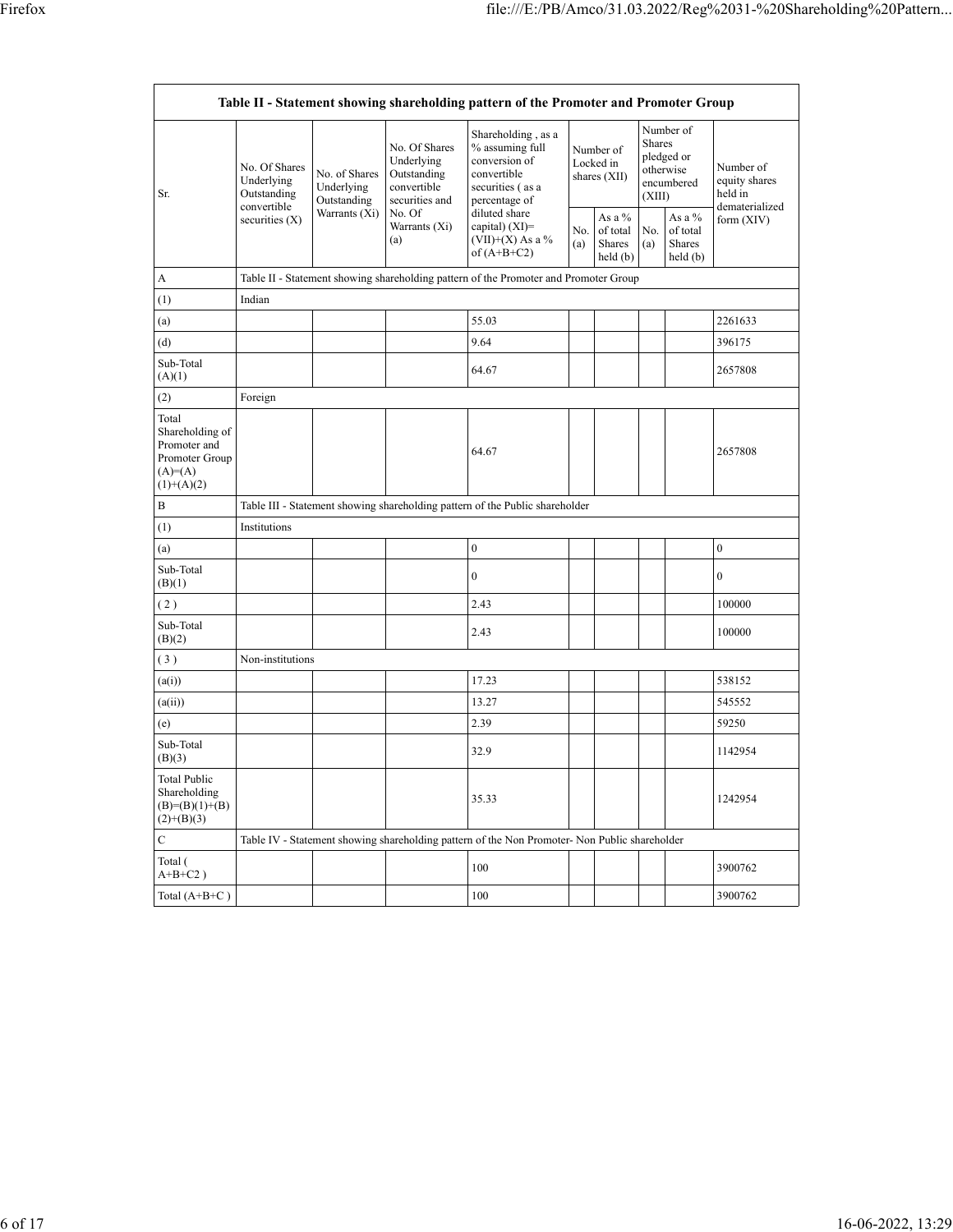| Table II - Statement showing shareholding pattern of the Promoter and Promoter Group | | | | | | | | | |
|---|---|---|---|---|---|---|---|---|---|
| Sr. | No. Of Shares Underlying Outstanding convertible securities (X) | No. of Shares Underlying Outstanding Warrants (Xi) | No. Of Shares Underlying Outstanding convertible securities and No. Of Warrants (Xi) (a) | Shareholding , as a % assuming full conversion of convertible securities ( as a percentage of diluted share capital) (XI)= (VII)+(X) As a % of (A+B+C2) | Number of Locked in shares (XII) | | Number of Shares pledged or otherwise encumbered (XIII) | | Number of equity shares held in dematerialized form (XIV) |
| | | | | | No. (a) | As a % of total Shares held (b) | No. (a) | As a % of total Shares held (b) | |
| A | Table II - Statement showing shareholding pattern of the Promoter and Promoter Group | | | | | | | | |
| (1) | Indian | | | | | | | | |
| (a) | | | | 55.03 | | | | | 2261633 |
| (d) | | | | 9.64 | | | | | 396175 |
| Sub-Total (A)(1) | | | | 64.67 | | | | | 2657808 |
| (2) | Foreign | | | | | | | | |
| Total Shareholding of Promoter and Promoter Group (A)=(A)(1)+(A)(2) | | | | 64.67 | | | | | 2657808 |
| B | Table III - Statement showing shareholding pattern of the Public shareholder | | | | | | | | |
| (1) | Institutions | | | | | | | | |
| (a) | | | | 0 | | | | | 0 |
| Sub-Total (B)(1) | | | | 0 | | | | | 0 |
| ( 2 ) | | | | 2.43 | | | | | 100000 |
| Sub-Total (B)(2) | | | | 2.43 | | | | | 100000 |
| ( 3 ) | Non-institutions | | | | | | | | |
| (a(i)) | | | | 17.23 | | | | | 538152 |
| (a(ii)) | | | | 13.27 | | | | | 545552 |
| (e) | | | | 2.39 | | | | | 59250 |
| Sub-Total (B)(3) | | | | 32.9 | | | | | 1142954 |
| Total Public Shareholding (B)=(B)(1)+(B)(2)+(B)(3) | | | | 35.33 | | | | | 1242954 |
| C | Table IV - Statement showing shareholding pattern of the Non Promoter- Non Public shareholder | | | | | | | | |
| Total ( A+B+C2 ) | | | | 100 | | | | | 3900762 |
| Total (A+B+C ) | | | | 100 | | | | | 3900762 |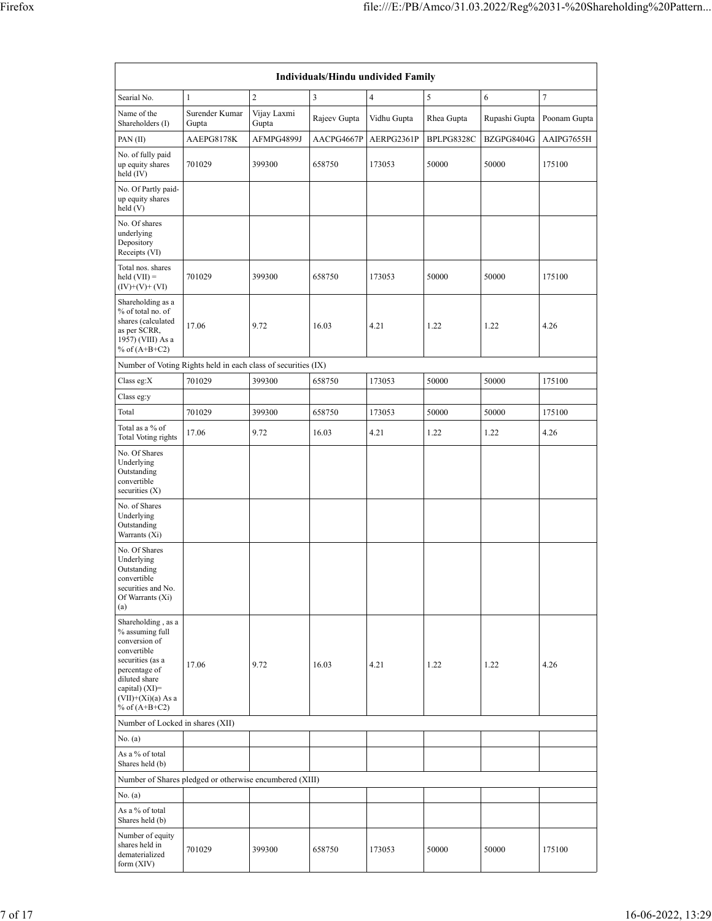| Individuals/Hindu undivided Family | | | | | | | |
|---|---|---|---|---|---|---|---|
| Searial No. | 1 | 2 | 3 | 4 | 5 | 6 | 7 |
| Name of the Shareholders (I) | Surender Kumar Gupta | Vijay Laxmi Gupta | Rajeev Gupta | Vidhu Gupta | Rhea Gupta | Rupashi Gupta | Poonam Gupta |
| PAN (II) | AAEPG8178K | AFMPG4899J | AACPG4667P | AERPG2361P | BPLPG8328C | BZGPG8404G | AAIPG7655H |
| No. of fully paid up equity shares held (IV) | 701029 | 399300 | 658750 | 173053 | 50000 | 50000 | 175100 |
| No. Of Partly paid-up equity shares held (V) | | | | | | | |
| No. Of shares underlying Depository Receipts (VI) | | | | | | | |
| Total nos. shares held (VII) = (IV)+(V)+ (VI) | 701029 | 399300 | 658750 | 173053 | 50000 | 50000 | 175100 |
| Shareholding as a % of total no. of shares (calculated as per SCRR, 1957) (VIII) As a % of (A+B+C2) | 17.06 | 9.72 | 16.03 | 4.21 | 1.22 | 1.22 | 4.26 |
| Number of Voting Rights held in each class of securities (IX) | | | | | | | |
| Class eg:X | 701029 | 399300 | 658750 | 173053 | 50000 | 50000 | 175100 |
| Class eg:y | | | | | | | |
| Total | 701029 | 399300 | 658750 | 173053 | 50000 | 50000 | 175100 |
| Total as a % of Total Voting rights | 17.06 | 9.72 | 16.03 | 4.21 | 1.22 | 1.22 | 4.26 |
| No. Of Shares Underlying Outstanding convertible securities (X) | | | | | | | |
| No. of Shares Underlying Outstanding Warrants (Xi) | | | | | | | |
| No. Of Shares Underlying Outstanding convertible securities and No. Of Warrants (Xi) (a) | | | | | | | |
| Shareholding , as a % assuming full conversion of convertible securities (as a percentage of diluted share capital) (XI)= (VII)+(Xi)(a) As a % of (A+B+C2) | 17.06 | 9.72 | 16.03 | 4.21 | 1.22 | 1.22 | 4.26 |
| Number of Locked in shares (XII) | | | | | | | |
| No. (a) | | | | | | | |
| As a % of total Shares held (b) | | | | | | | |
| Number of Shares pledged or otherwise encumbered (XIII) | | | | | | | |
| No. (a) | | | | | | | |
| As a % of total Shares held (b) | | | | | | | |
| Number of equity shares held in dematerialized form (XIV) | 701029 | 399300 | 658750 | 173053 | 50000 | 50000 | 175100 |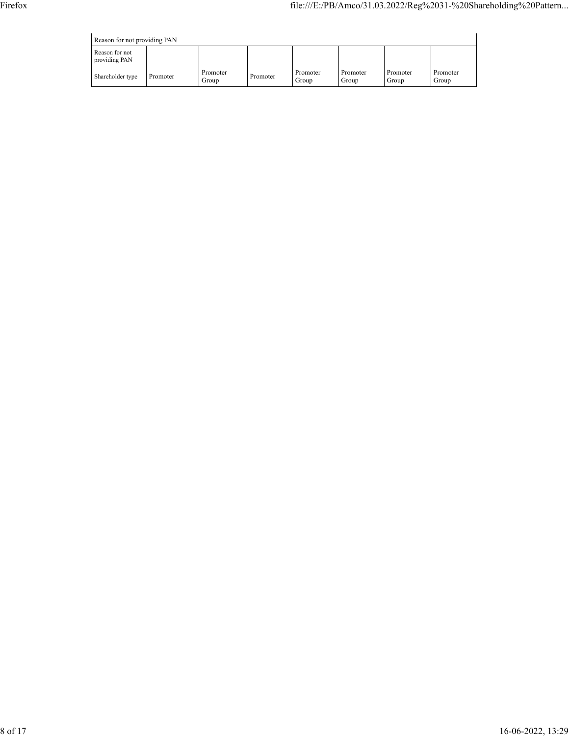| Reason for not providing PAN | | | | | | | |
|---|---|---|---|---|---|---|---|
| Reason for not providing PAN | | | | | | | |
| Shareholder type | Promoter | Promoter Group | Promoter | Promoter Group | Promoter Group | Promoter Group | Promoter Group |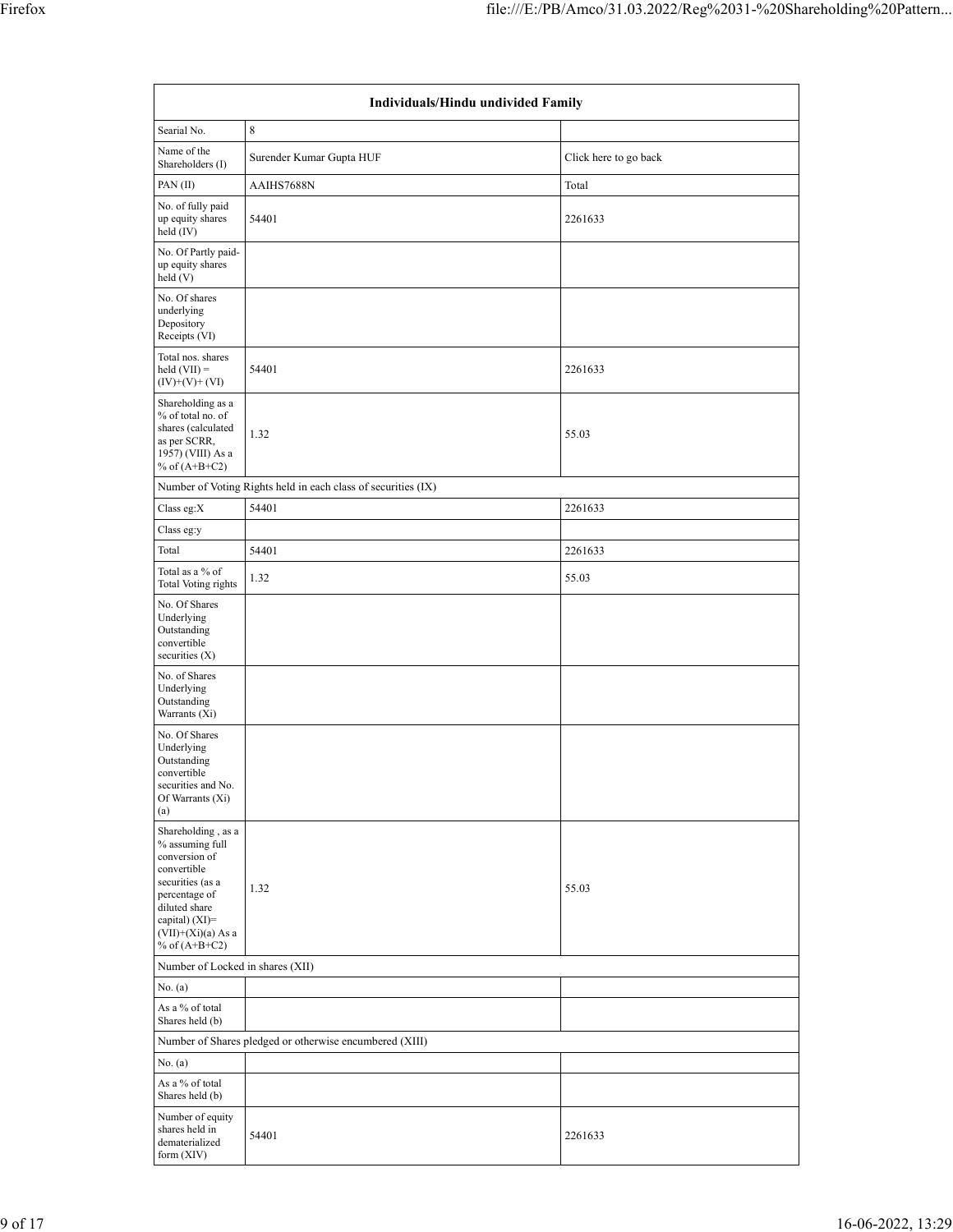| Individuals/Hindu undivided Family | | |
|---|---|---|
| Searial No. | 8 | |
| Name of the Shareholders (I) | Surender Kumar Gupta HUF | Click here to go back |
| PAN (II) | AAIHS7688N | Total |
| No. of fully paid up equity shares held (IV) | 54401 | 2261633 |
| No. Of Partly paid-up equity shares held (V) | | |
| No. Of shares underlying Depository Receipts (VI) | | |
| Total nos. shares held (VII) = (IV)+(V)+ (VI) | 54401 | 2261633 |
| Shareholding as a % of total no. of shares (calculated as per SCRR, 1957) (VIII) As a % of (A+B+C2) | 1.32 | 55.03 |
| Number of Voting Rights held in each class of securities (IX) | | |
| Class eg:X | 54401 | 2261633 |
| Class eg:y | | |
| Total | 54401 | 2261633 |
| Total as a % of Total Voting rights | 1.32 | 55.03 |
| No. Of Shares Underlying Outstanding convertible securities (X) | | |
| No. of Shares Underlying Outstanding Warrants (Xi) | | |
| No. Of Shares Underlying Outstanding convertible securities and No. Of Warrants (Xi) (a) | | |
| Shareholding , as a % assuming full conversion of convertible securities (as a percentage of diluted share capital) (XI)= (VII)+(Xi)(a) As a % of (A+B+C2) | 1.32 | 55.03 |
| Number of Locked in shares (XII) | | |
| No. (a) | | |
| As a % of total Shares held (b) | | |
| Number of Shares pledged or otherwise encumbered (XIII) | | |
| No. (a) | | |
| As a % of total Shares held (b) | | |
| Number of equity shares held in dematerialized form (XIV) | 54401 | 2261633 |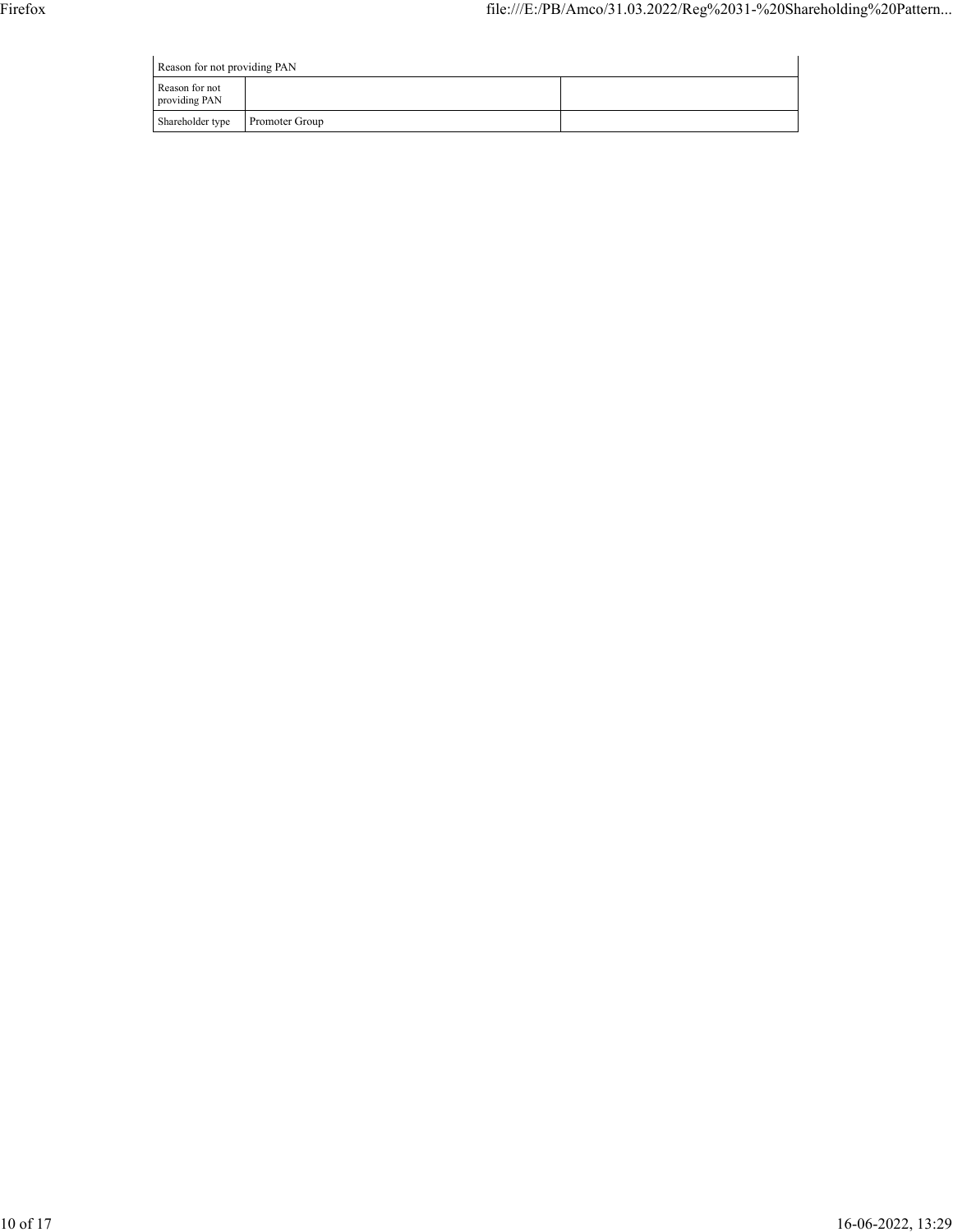| Reason for not providing PAN | | |
|---|---|---|
| Reason for not providing PAN | | |
| Shareholder type | Promoter Group | |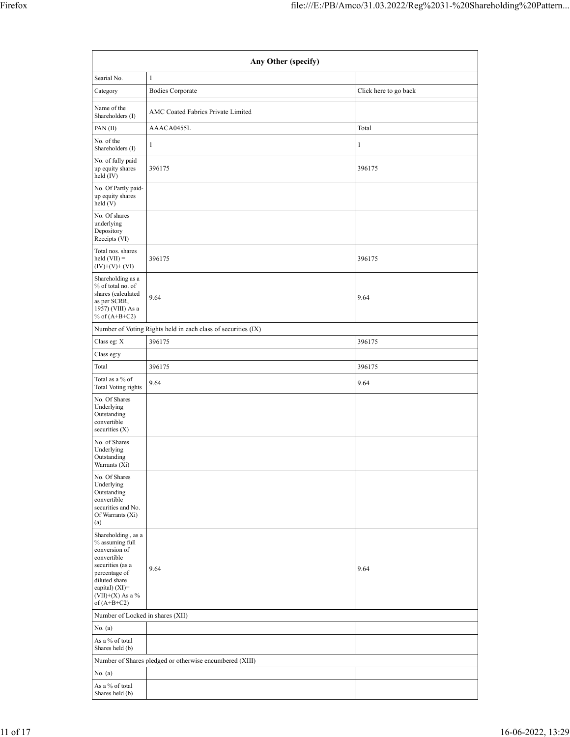| Any Other (specify) | | |
|---|---|---|
| Searial No. | 1 | |
| Category | Bodies Corporate | Click here to go back |
| Name of the Shareholders (I) | AMC Coated Fabrics Private Limited | |
| PAN (II) | AAACA0455L | Total |
| No. of the Shareholders (I) | 1 | 1 |
| No. of fully paid up equity shares held (IV) | 396175 | 396175 |
| No. Of Partly paid-up equity shares held (V) | | |
| No. Of shares underlying Depository Receipts (VI) | | |
| Total nos. shares held (VII) = (IV)+(V)+ (VI) | 396175 | 396175 |
| Shareholding as a % of total no. of shares (calculated as per SCRR, 1957) (VIII) As a % of (A+B+C2) | 9.64 | 9.64 |
| Number of Voting Rights held in each class of securities (IX) | | |
| Class eg: X | 396175 | 396175 |
| Class eg:y | | |
| Total | 396175 | 396175 |
| Total as a % of Total Voting rights | 9.64 | 9.64 |
| No. Of Shares Underlying Outstanding convertible securities (X) | | |
| No. of Shares Underlying Outstanding Warrants (Xi) | | |
| No. Of Shares Underlying Outstanding convertible securities and No. Of Warrants (Xi) (a) | | |
| Shareholding , as a % assuming full conversion of convertible securities (as a percentage of diluted share capital) (XI)= (VII)+(X) As a % of (A+B+C2) | 9.64 | 9.64 |
| Number of Locked in shares (XII) | | |
| No. (a) | | |
| As a % of total Shares held (b) | | |
| Number of Shares pledged or otherwise encumbered (XIII) | | |
| No. (a) | | |
| As a % of total Shares held (b) | | |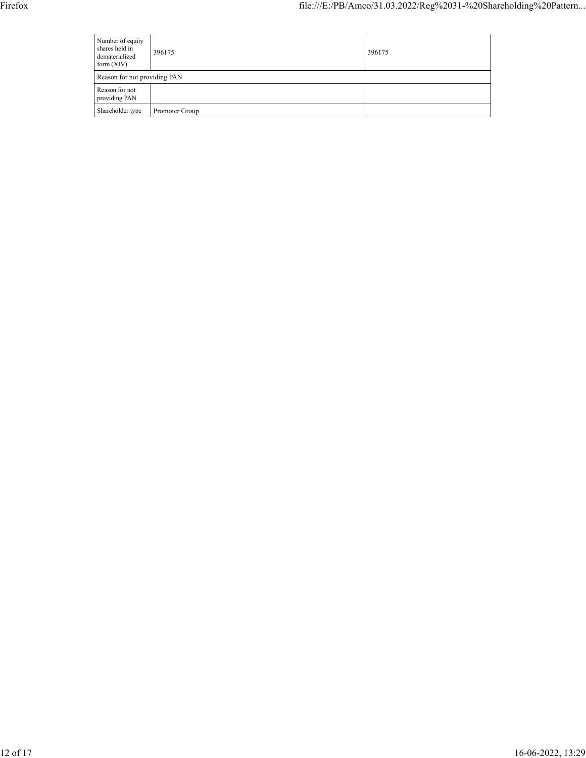| | | |
|---|---|---|
| Number of equity shares held in dematerialized form (XIV) | 396175 | 396175 |
| Reason for not providing PAN | | |
| Reason for not providing PAN | | |
| Shareholder type | Promoter Group | |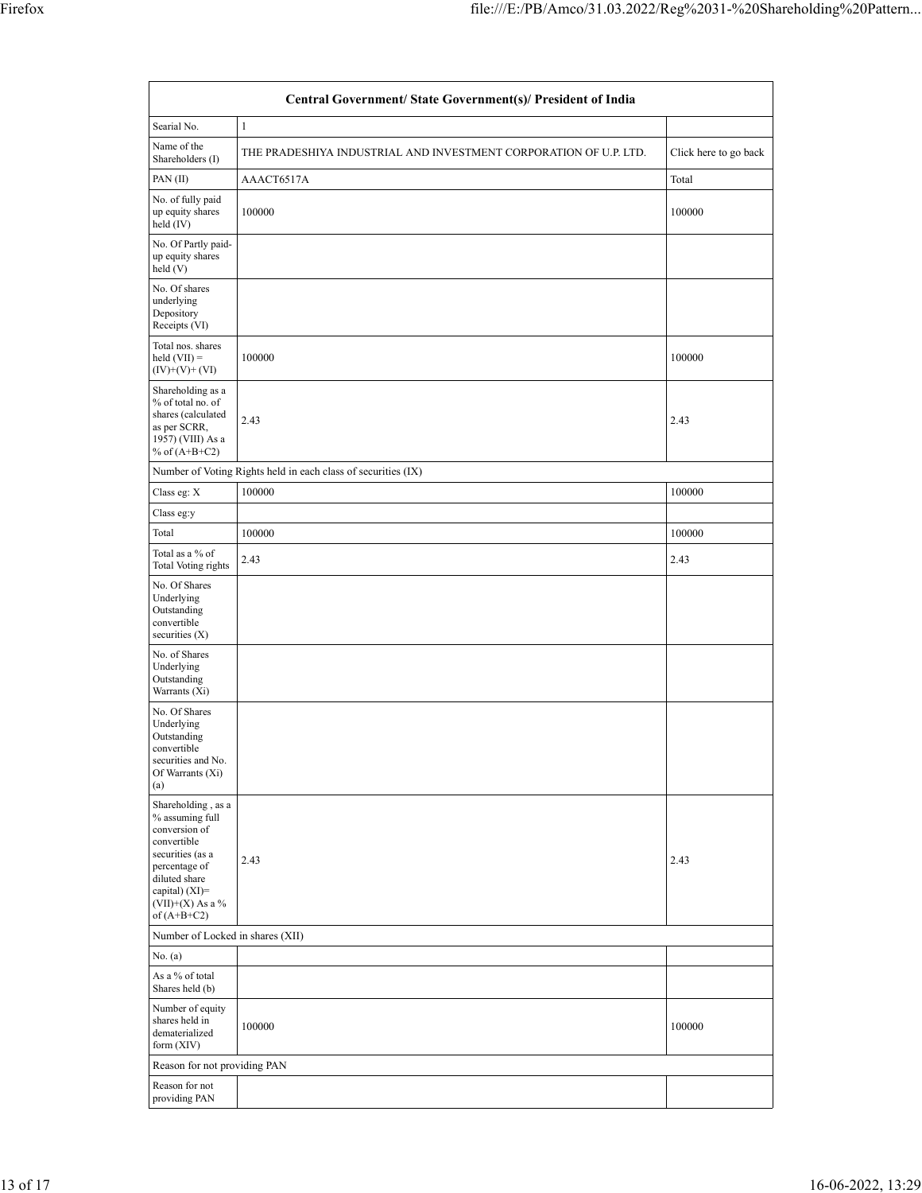| Central Government/ State Government(s)/ President of India | | |
|---|---|---|
| Searial No. | 1 | |
| Name of the Shareholders (I) | THE PRADESHIYA INDUSTRIAL AND INVESTMENT CORPORATION OF U.P. LTD. | Click here to go back |
| PAN (II) | AAACT6517A | Total |
| No. of fully paid up equity shares held (IV) | 100000 | 100000 |
| No. Of Partly paid-up equity shares held (V) | | |
| No. Of shares underlying Depository Receipts (VI) | | |
| Total nos. shares held (VII) = (IV)+(V)+ (VI) | 100000 | 100000 |
| Shareholding as a % of total no. of shares (calculated as per SCRR, 1957) (VIII) As a % of (A+B+C2) | 2.43 | 2.43 |
| Number of Voting Rights held in each class of securities (IX) | | |
| Class eg: X | 100000 | 100000 |
| Class eg:y | | |
| Total | 100000 | 100000 |
| Total as a % of Total Voting rights | 2.43 | 2.43 |
| No. Of Shares Underlying Outstanding convertible securities (X) | | |
| No. of Shares Underlying Outstanding Warrants (Xi) | | |
| No. Of Shares Underlying Outstanding convertible securities and No. Of Warrants (Xi) (a) | | |
| Shareholding , as a % assuming full conversion of convertible securities (as a percentage of diluted share capital) (XI)= (VII)+(X) As a % of (A+B+C2) | 2.43 | 2.43 |
| Number of Locked in shares (XII) | | |
| No. (a) | | |
| As a % of total Shares held (b) | | |
| Number of equity shares held in dematerialized form (XIV) | 100000 | 100000 |
| Reason for not providing PAN | | |
| Reason for not providing PAN | | |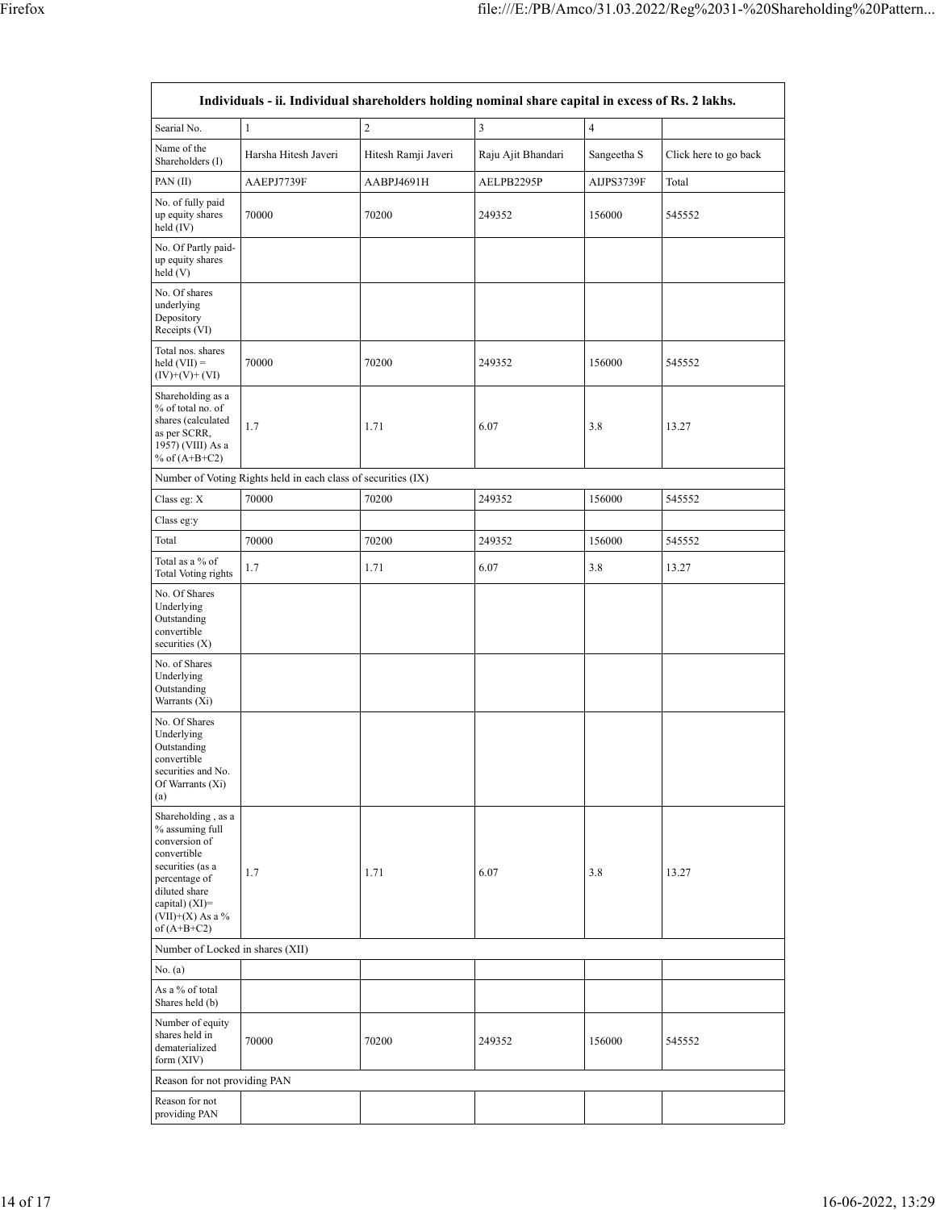| Individuals - ii. Individual shareholders holding nominal share capital in excess of Rs. 2 lakhs. | | | | | |
|---|---|---|---|---|---|
| Searial No. | 1 | 2 | 3 | 4 | |
| Name of the Shareholders (I) | Harsha Hitesh Javeri | Hitesh Ramji Javeri | Raju Ajit Bhandari | Sangeetha S | Click here to go back |
| PAN (II) | AAEPJ7739F | AABPJ4691H | AELPB2295P | AIJPS3739F | Total |
| No. of fully paid up equity shares held (IV) | 70000 | 70200 | 249352 | 156000 | 545552 |
| No. Of Partly paid-up equity shares held (V) | | | | | |
| No. Of shares underlying Depository Receipts (VI) | | | | | |
| Total nos. shares held (VII) = (IV)+(V)+ (VI) | 70000 | 70200 | 249352 | 156000 | 545552 |
| Shareholding as a % of total no. of shares (calculated as per SCRR, 1957) (VIII) As a % of (A+B+C2) | 1.7 | 1.71 | 6.07 | 3.8 | 13.27 |
| Number of Voting Rights held in each class of securities (IX) | | | | | |
| Class eg: X | 70000 | 70200 | 249352 | 156000 | 545552 |
| Class eg:y | | | | | |
| Total | 70000 | 70200 | 249352 | 156000 | 545552 |
| Total as a % of Total Voting rights | 1.7 | 1.71 | 6.07 | 3.8 | 13.27 |
| No. Of Shares Underlying Outstanding convertible securities (X) | | | | | |
| No. of Shares Underlying Outstanding Warrants (Xi) | | | | | |
| No. Of Shares Underlying Outstanding convertible securities and No. Of Warrants (Xi) (a) | | | | | |
| Shareholding , as a % assuming full conversion of convertible securities (as a percentage of diluted share capital) (XI)= (VII)+(X) As a % of (A+B+C2) | 1.7 | 1.71 | 6.07 | 3.8 | 13.27 |
| Number of Locked in shares (XII) | | | | | |
| No. (a) | | | | | |
| As a % of total Shares held (b) | | | | | |
| Number of equity shares held in dematerialized form (XIV) | 70000 | 70200 | 249352 | 156000 | 545552 |
| Reason for not providing PAN | | | | | |
| Reason for not providing PAN | | | | | |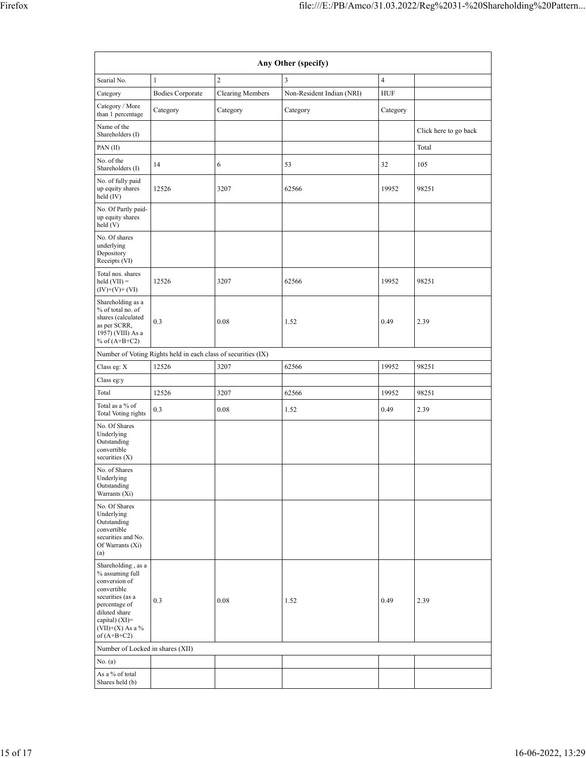| Any Other (specify) | | | | | |
|---|---|---|---|---|---|
| Searial No. | 1 | 2 | 3 | 4 | |
| Category | Bodies Corporate | Clearing Members | Non-Resident Indian (NRI) | HUF | |
| Category / More than 1 percentage | Category | Category | Category | Category | |
| Name of the Shareholders (I) | | | | | Click here to go back |
| PAN (II) | | | | | Total |
| No. of the Shareholders (I) | 14 | 6 | 53 | 32 | 105 |
| No. of fully paid up equity shares held (IV) | 12526 | 3207 | 62566 | 19952 | 98251 |
| No. Of Partly paid-up equity shares held (V) | | | | | |
| No. Of shares underlying Depository Receipts (VI) | | | | | |
| Total nos. shares held (VII) = (IV)+(V)+ (VI) | 12526 | 3207 | 62566 | 19952 | 98251 |
| Shareholding as a % of total no. of shares (calculated as per SCRR, 1957) (VIII) As a % of (A+B+C2) | 0.3 | 0.08 | 1.52 | 0.49 | 2.39 |
| Number of Voting Rights held in each class of securities (IX) | | | | | |
| Class eg: X | 12526 | 3207 | 62566 | 19952 | 98251 |
| Class eg:y | | | | | |
| Total | 12526 | 3207 | 62566 | 19952 | 98251 |
| Total as a % of Total Voting rights | 0.3 | 0.08 | 1.52 | 0.49 | 2.39 |
| No. Of Shares Underlying Outstanding convertible securities (X) | | | | | |
| No. of Shares Underlying Outstanding Warrants (Xi) | | | | | |
| No. Of Shares Underlying Outstanding convertible securities and No. Of Warrants (Xi) (a) | | | | | |
| Shareholding , as a % assuming full conversion of convertible securities (as a percentage of diluted share capital) (XI)= (VII)+(X) As a % of (A+B+C2) | 0.3 | 0.08 | 1.52 | 0.49 | 2.39 |
| Number of Locked in shares (XII) | | | | | |
| No. (a) | | | | | |
| As a % of total Shares held (b) | | | | | |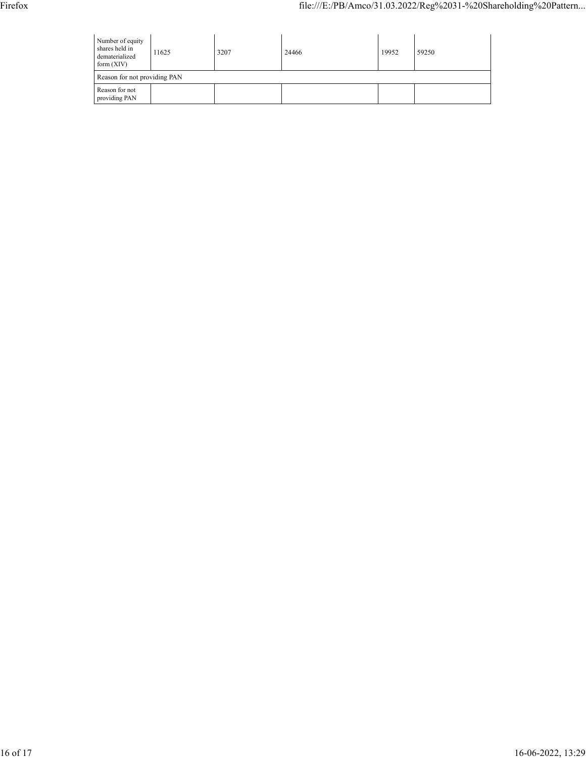| Number of equity shares held in dematerialized form (XIV) | 11625 | 3207 | 24466 | 19952 | 59250 |
|---|---|---|---|---|---|
| Reason for not providing PAN | | | | | |
| Reason for not providing PAN | | | | | |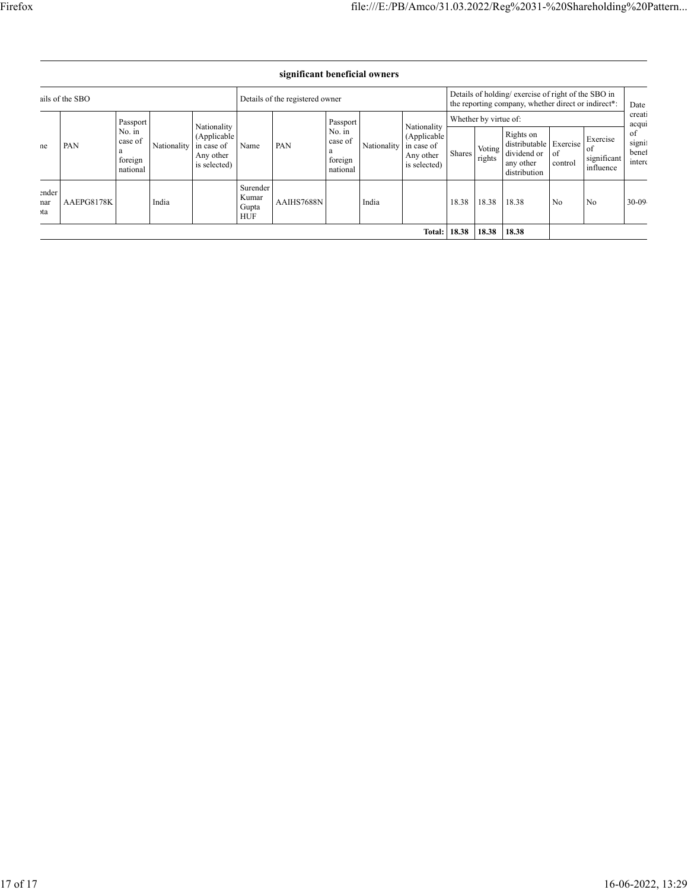**significant beneficial owners**

| ails of the SBO | | | | | Details of the registered owner | | | | | Details of holding/ exercise of right of the SBO in the reporting company, whether direct or indirect*: | | | | | Date creati acqui of signif benef intere |
|---|---|---|---|---|---|---|---|---|---|---|---|---|---|---|---|
| | | | | | | | | | | Whether by virtue of: | | | | | |
| ne | PAN | Passport No. in case of a foreign national | Nationality | Nationality (Applicable in case of Any other is selected) | Name | PAN | Passport No. in case of a foreign national | Nationality | Nationality (Applicable in case of Any other is selected) | Shares | Voting rights | Rights on distributable dividend or any other distribution | Exercise of control | Exercise of significant influence | |
| ender nar ota | AAEPG8178K | | India | | Surender Kumar Gupta HUF | AAIHS7688N | | India | | 18.38 | 18.38 | 18.38 | No | No | 30-09 |
| | | | | | | | | | **Total:** | **18.38** | **18.38** | **18.38** | | | |